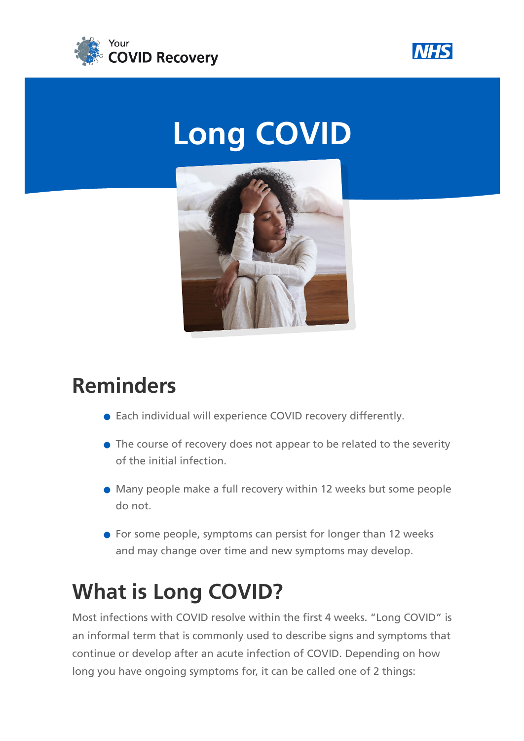Your COVID Recovery

# Long COVID

## Reminders

- Each individual will experience COVID recovery differently.
- The course of recovery does not appear to be related to the severity of the initial infection.
- Many people make a full recovery within 12 weeks but some people do not.
- For some people, symptoms can persist for longer than 12 weeks and may change over time and new symptoms may develop.

## What is Long COVID?

Most infections with COVID resolve within the first 4 weeks. "Long COVID" is an informal term that is commonly used to describe signs and symptoms that continue or develop after an acute infection of COVID. Depending on how long you have ongoing symptoms for, it can be called one of 2 things: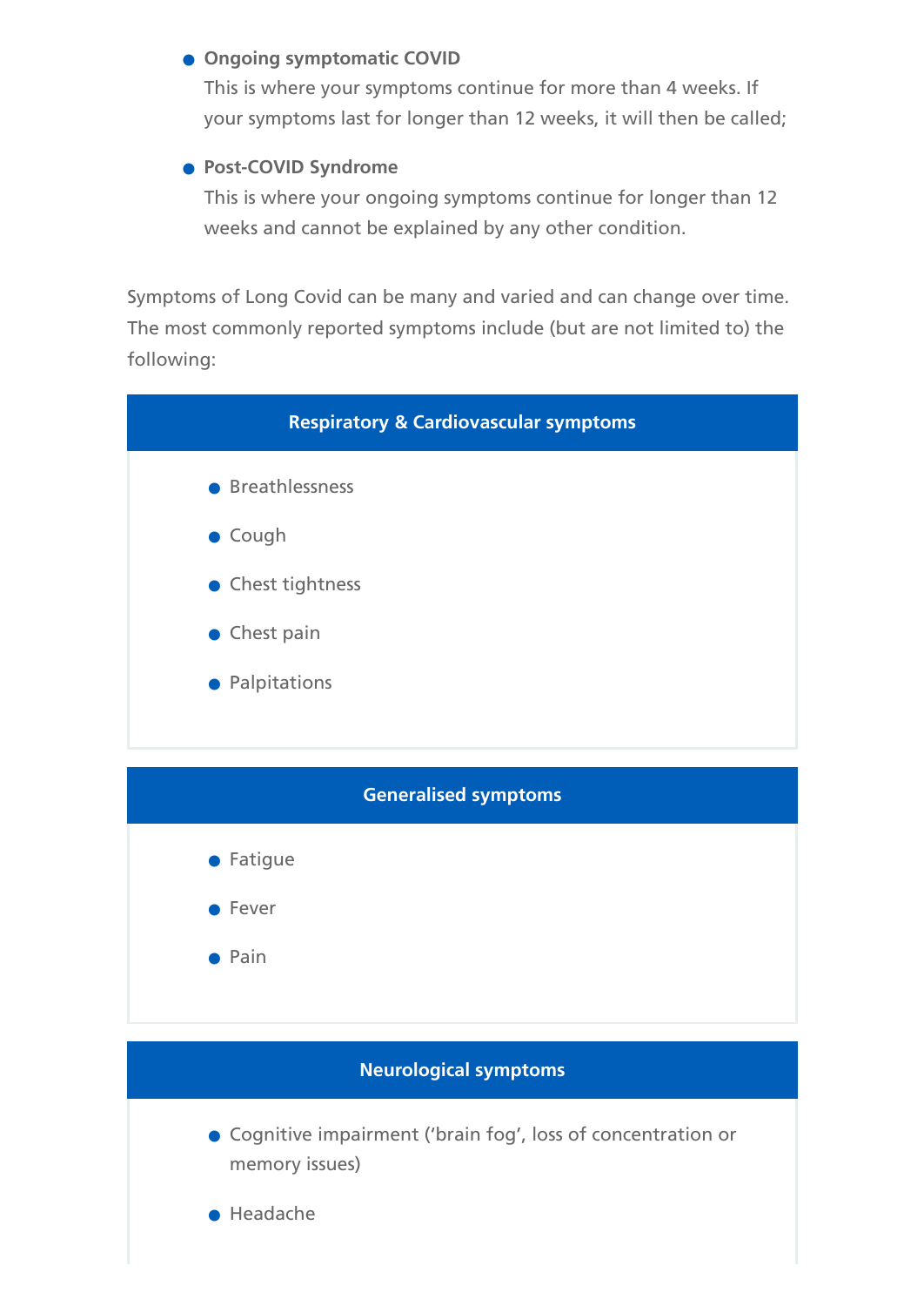- **Ongoing symptomatic COVID**
  This is where your symptoms continue for more than 4 weeks. If your symptoms last for longer than 12 weeks, it will then be called;

- **Post-COVID Syndrome**
  This is where your ongoing symptoms continue for longer than 12 weeks and cannot be explained by any other condition.

Symptoms of Long Covid can be many and varied and can change over time. The most commonly reported symptoms include (but are not limited to) the following:

### Respiratory & Cardiovascular symptoms

- Breathlessness
- Cough
- Chest tightness
- Chest pain
- Palpitations

### Generalised symptoms

- Fatigue
- Fever
- Pain

### Neurological symptoms

- Cognitive impairment ('brain fog', loss of concentration or memory issues)
- Headache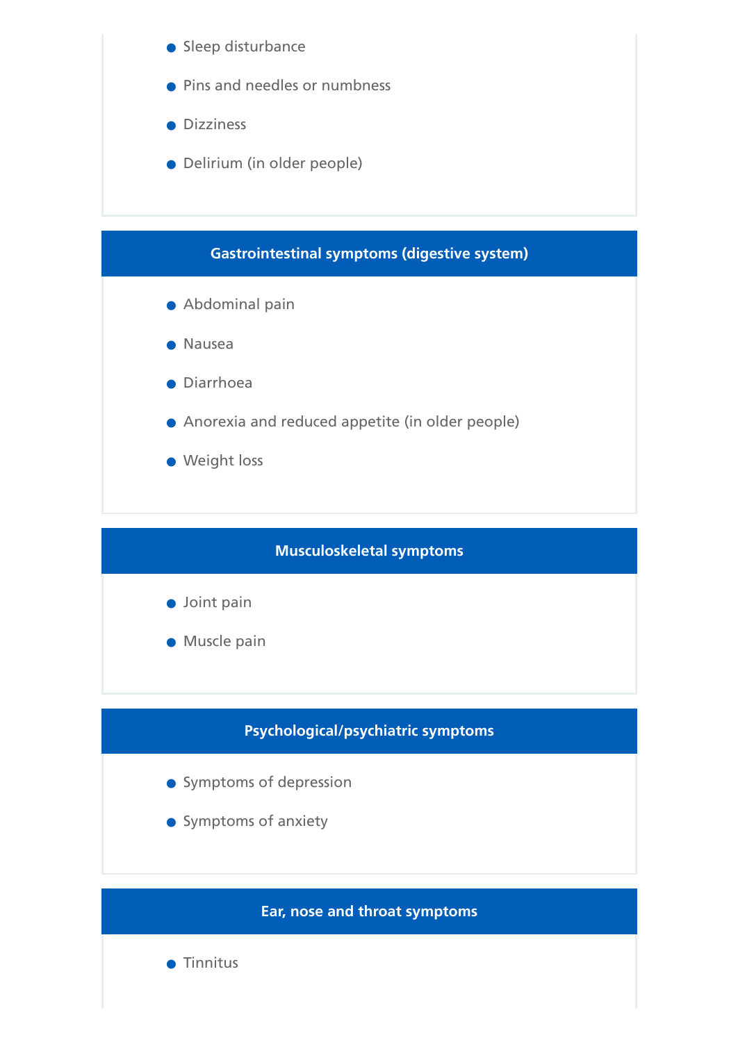- Sleep disturbance
- Pins and needles or numbness
- Dizziness
- Delirium (in older people)

### Gastrointestinal symptoms (digestive system)

- Abdominal pain
- Nausea
- Diarrhoea
- Anorexia and reduced appetite (in older people)
- Weight loss

### Musculoskeletal symptoms

- Joint pain
- Muscle pain

### Psychological/psychiatric symptoms

- Symptoms of depression
- Symptoms of anxiety

### Ear, nose and throat symptoms

- Tinnitus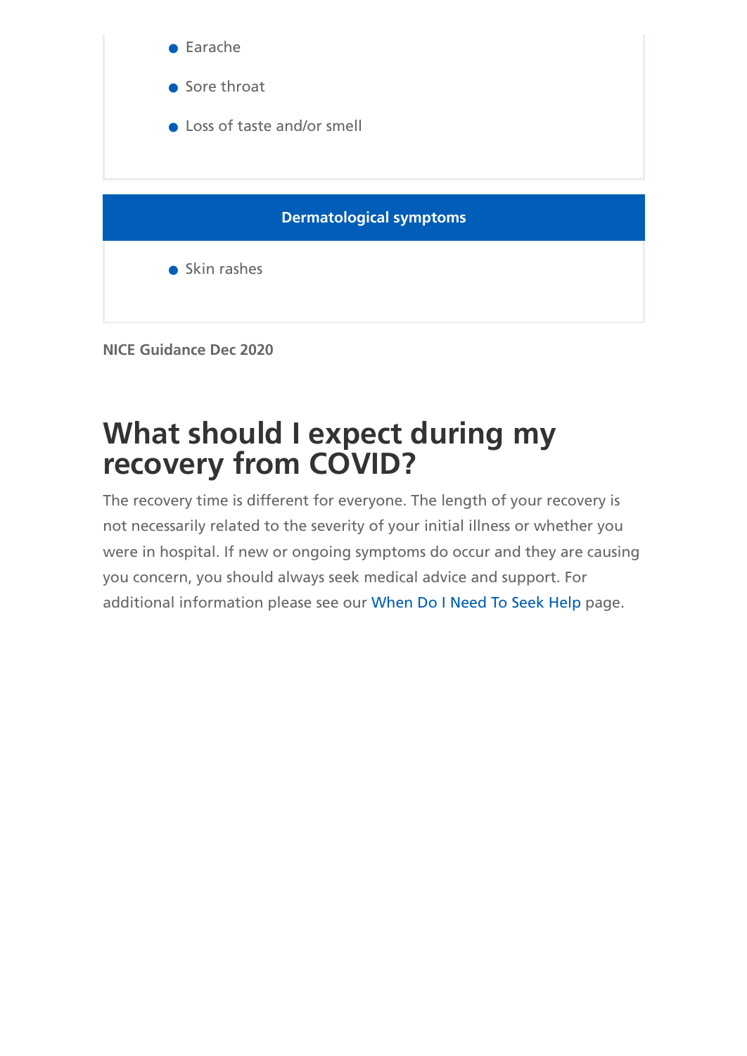- Earache
- Sore throat
- Loss of taste and/or smell

**Dermatological symptoms**

- Skin rashes

**NICE Guidance Dec 2020**

# What should I expect during my recovery from COVID?

The recovery time is different for everyone. The length of your recovery is not necessarily related to the severity of your initial illness or whether you were in hospital. If new or ongoing symptoms do occur and they are causing you concern, you should always seek medical advice and support. For additional information please see our When Do I Need To Seek Help page.